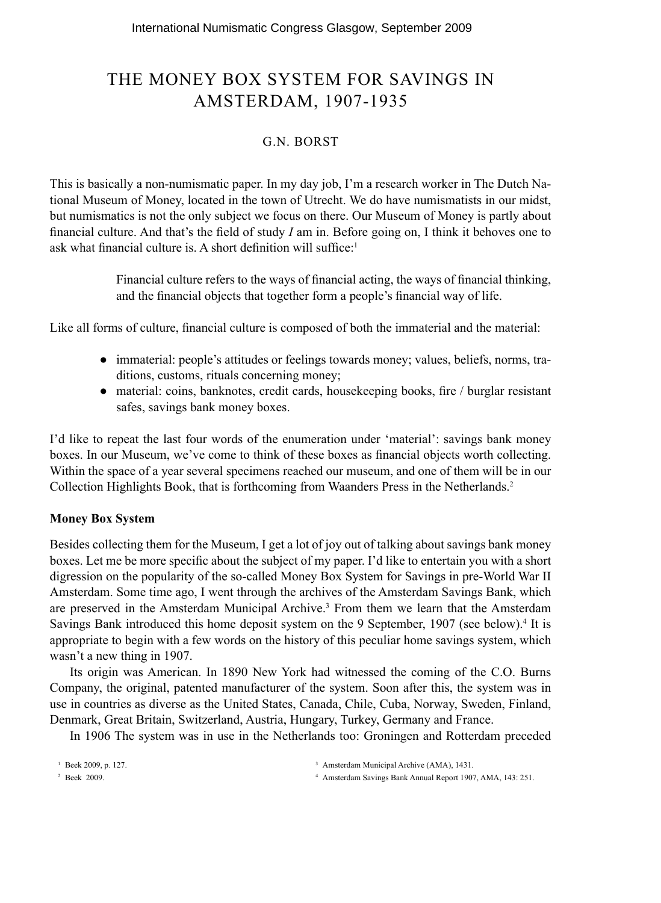# THE MONEY BOX SYSTEM FOR SAVINGS IN AMSTERDAM, 1907-1935

G.N. BORST

This is basically a non-numismatic paper. In my day job, I'm a research worker in The Dutch National Museum of Money, located in the town of Utrecht. We do have numismatists in our midst, but numismatics is not the only subject we focus on there. Our Museum of Money is partly about financial culture. And that's the field of study *I* am in. Before going on, I think it behoves one to ask what financial culture is. A short definition will suffice:[1]

> Financial culture refers to the ways of financial acting, the ways of financial thinking, and the financial objects that together form a people's financial way of life.

Like all forms of culture, financial culture is composed of both the immaterial and the material:

- immaterial: people's attitudes or feelings towards money; values, beliefs, norms, traditions, customs, rituals concerning money;
- material: coins, banknotes, credit cards, housekeeping books, fire / burglar resistant safes, savings bank money boxes.

I'd like to repeat the last four words of the enumeration under 'material': savings bank money boxes. In our Museum, we've come to think of these boxes as financial objects worth collecting. Within the space of a year several specimens reached our museum, and one of them will be in our Collection Highlights Book, that is forthcoming from Waanders Press in the Netherlands.[2]

**Money Box System**

Besides collecting them for the Museum, I get a lot of joy out of talking about savings bank money boxes. Let me be more specific about the subject of my paper. I'd like to entertain you with a short digression on the popularity of the so-called Money Box System for Savings in pre-World War II Amsterdam. Some time ago, I went through the archives of the Amsterdam Savings Bank, which are preserved in the Amsterdam Municipal Archive.[3] From them we learn that the Amsterdam Savings Bank introduced this home deposit system on the 9 September, 1907 (see below).[4] It is appropriate to begin with a few words on the history of this peculiar home savings system, which wasn't a new thing in 1907.

Its origin was American. In 1890 New York had witnessed the coming of the C.O. Burns Company, the original, patented manufacturer of the system. Soon after this, the system was in use in countries as diverse as the United States, Canada, Chile, Cuba, Norway, Sweden, Finland, Denmark, Great Britain, Switzerland, Austria, Hungary, Turkey, Germany and France.

In 1906 The system was in use in the Netherlands too: Groningen and Rotterdam preceded

[1] Beek 2009, p. 127.

[2] Beek 2009.

[3] Amsterdam Municipal Archive (AMA), 1431.

[4] Amsterdam Savings Bank Annual Report 1907, AMA, 143: 251.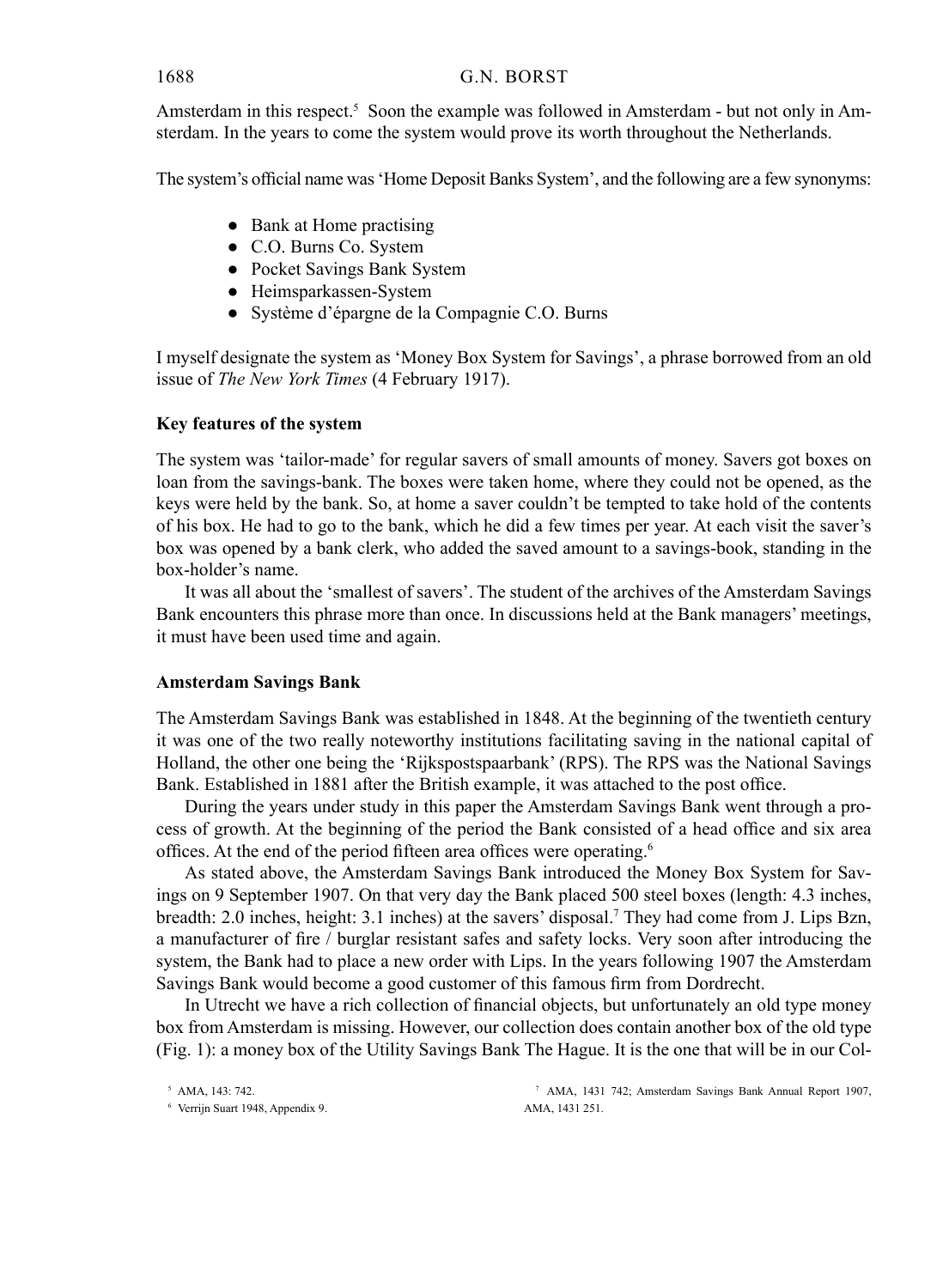Amsterdam in this respect.[5] Soon the example was followed in Amsterdam - but not only in Amsterdam. In the years to come the system would prove its worth throughout the Netherlands.

The system's official name was 'Home Deposit Banks System', and the following are a few synonyms:

- Bank at Home practising
- C.O. Burns Co. System
- Pocket Savings Bank System
- Heimsparkassen-System
- Système d'épargne de la Compagnie C.O. Burns

I myself designate the system as 'Money Box System for Savings', a phrase borrowed from an old issue of *The New York Times* (4 February 1917).

### Key features of the system

The system was 'tailor-made' for regular savers of small amounts of money. Savers got boxes on loan from the savings-bank. The boxes were taken home, where they could not be opened, as the keys were held by the bank. So, at home a saver couldn't be tempted to take hold of the contents of his box. He had to go to the bank, which he did a few times per year. At each visit the saver's box was opened by a bank clerk, who added the saved amount to a savings-book, standing in the box-holder's name.

It was all about the 'smallest of savers'. The student of the archives of the Amsterdam Savings Bank encounters this phrase more than once. In discussions held at the Bank managers' meetings, it must have been used time and again.

### Amsterdam Savings Bank

The Amsterdam Savings Bank was established in 1848. At the beginning of the twentieth century it was one of the two really noteworthy institutions facilitating saving in the national capital of Holland, the other one being the 'Rijkspostspaarbank' (RPS). The RPS was the National Savings Bank. Established in 1881 after the British example, it was attached to the post office.

During the years under study in this paper the Amsterdam Savings Bank went through a process of growth. At the beginning of the period the Bank consisted of a head office and six area offices. At the end of the period fifteen area offices were operating.[6]

As stated above, the Amsterdam Savings Bank introduced the Money Box System for Savings on 9 September 1907. On that very day the Bank placed 500 steel boxes (length: 4.3 inches, breadth: 2.0 inches, height: 3.1 inches) at the savers' disposal.[7] They had come from J. Lips Bzn, a manufacturer of fire / burglar resistant safes and safety locks. Very soon after introducing the system, the Bank had to place a new order with Lips. In the years following 1907 the Amsterdam Savings Bank would become a good customer of this famous firm from Dordrecht.

In Utrecht we have a rich collection of financial objects, but unfortunately an old type money box from Amsterdam is missing. However, our collection does contain another box of the old type (Fig. 1): a money box of the Utility Savings Bank The Hague. It is the one that will be in our Col-

[5] AMA, 143: 742.

[6] Verrijn Suart 1948, Appendix 9.

[7] AMA, 1431 742; Amsterdam Savings Bank Annual Report 1907, AMA, 1431 251.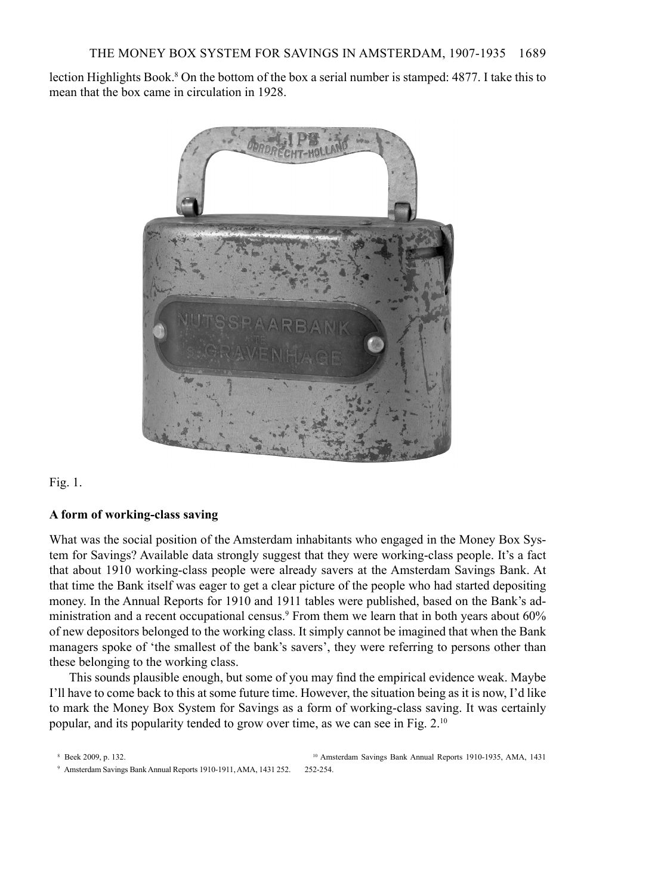lection Highlights Book.[8] On the bottom of the box a serial number is stamped: 4877. I take this to mean that the box came in circulation in 1928.

Fig. 1.

**A form of working-class saving**

What was the social position of the Amsterdam inhabitants who engaged in the Money Box System for Savings? Available data strongly suggest that they were working-class people. It's a fact that about 1910 working-class people were already savers at the Amsterdam Savings Bank. At that time the Bank itself was eager to get a clear picture of the people who had started depositing money. In the Annual Reports for 1910 and 1911 tables were published, based on the Bank's administration and a recent occupational census.[9] From them we learn that in both years about 60% of new depositors belonged to the working class. It simply cannot be imagined that when the Bank managers spoke of 'the smallest of the bank's savers', they were referring to persons other than these belonging to the working class.

This sounds plausible enough, but some of you may find the empirical evidence weak. Maybe I'll have to come back to this at some future time. However, the situation being as it is now, I'd like to mark the Money Box System for Savings as a form of working-class saving. It was certainly popular, and its popularity tended to grow over time, as we can see in Fig. 2.[10]

[8] Beek 2009, p. 132.

[9] Amsterdam Savings Bank Annual Reports 1910-1911, AMA, 1431 252.

[10] Amsterdam Savings Bank Annual Reports 1910-1935, AMA, 1431 252-254.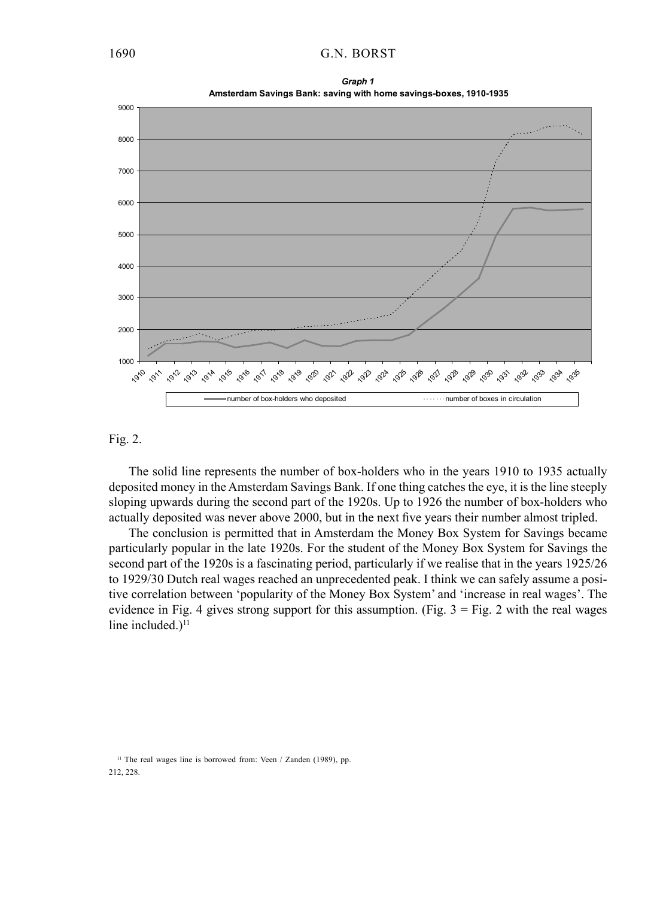**_Graph 1_**

**Amsterdam Savings Bank: saving with home savings-boxes, 1910-1935**

Fig. 2.

The solid line represents the number of box-holders who in the years 1910 to 1935 actually deposited money in the Amsterdam Savings Bank. If one thing catches the eye, it is the line steeply sloping upwards during the second part of the 1920s. Up to 1926 the number of box-holders who actually deposited was never above 2000, but in the next five years their number almost tripled.

The conclusion is permitted that in Amsterdam the Money Box System for Savings became particularly popular in the late 1920s. For the student of the Money Box System for Savings the second part of the 1920s is a fascinating period, particularly if we realise that in the years 1925/26 to 1929/30 Dutch real wages reached an unprecedented peak. I think we can safely assume a positive correlation between 'popularity of the Money Box System' and 'increase in real wages'. The evidence in Fig. 4 gives strong support for this assumption. (Fig. 3 = Fig. 2 with the real wages line included.)[11]

[11] The real wages line is borrowed from: Veen / Zanden (1989), pp. 212, 228.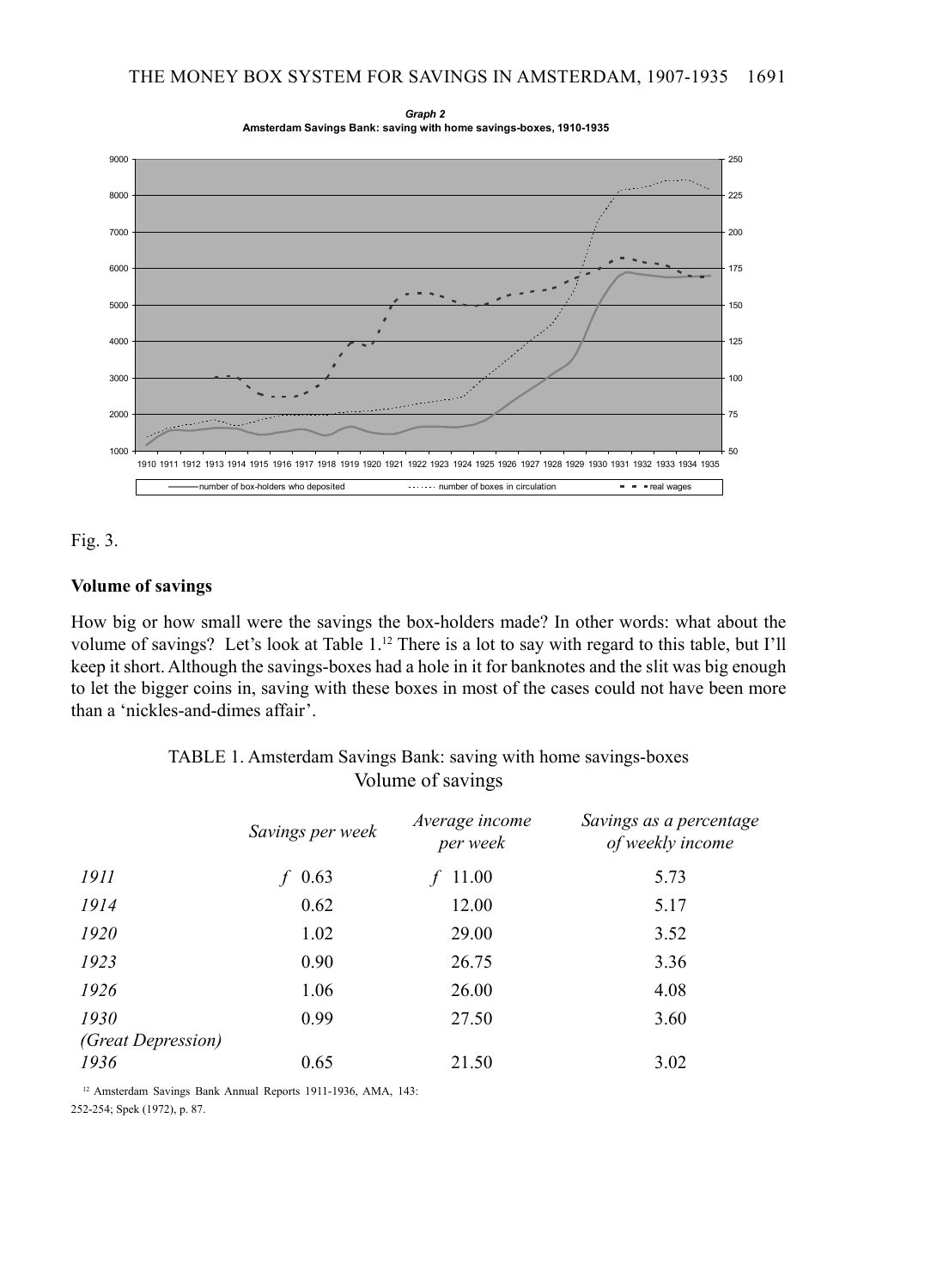**Graph 2**
**Amsterdam Savings Bank: saving with home savings-boxes, 1910-1935**

Fig. 3.

### Volume of savings

How big or how small were the savings the box-holders made? In other words: what about the volume of savings? Let's look at Table 1.[12] There is a lot to say with regard to this table, but I'll keep it short. Although the savings-boxes had a hole in it for banknotes and the slit was big enough to let the bigger coins in, saving with these boxes in most of the cases could not have been more than a 'nickles-and-dimes affair'.

TABLE 1. Amsterdam Savings Bank: saving with home savings-boxes
Volume of savings

| | *Savings per week* | *Average income per week* | *Savings as a percentage of weekly income* |
|---|---|---|---|
| *1911* | *f* 0.63 | *f* 11.00 | 5.73 |
| *1914* | 0.62 | 12.00 | 5.17 |
| *1920* | 1.02 | 29.00 | 3.52 |
| *1923* | 0.90 | 26.75 | 3.36 |
| *1926* | 1.06 | 26.00 | 4.08 |
| *1930 (Great Depression)* | 0.99 | 27.50 | 3.60 |
| *1936* | 0.65 | 21.50 | 3.02 |

[12] Amsterdam Savings Bank Annual Reports 1911-1936, AMA, 143: 252-254; Spek (1972), p. 87.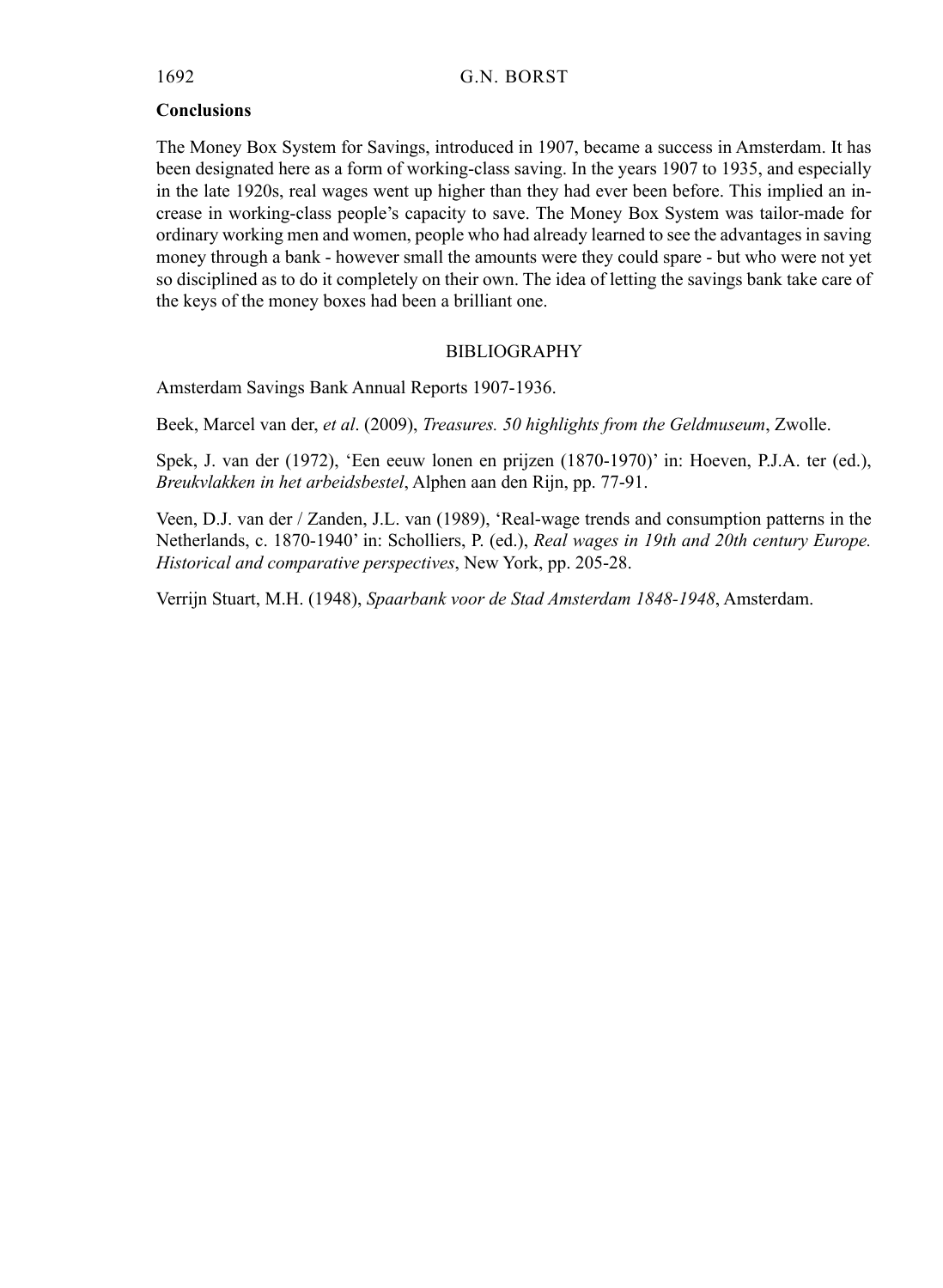## Conclusions

The Money Box System for Savings, introduced in 1907, became a success in Amsterdam. It has been designated here as a form of working-class saving. In the years 1907 to 1935, and especially in the late 1920s, real wages went up higher than they had ever been before. This implied an increase in working-class people's capacity to save. The Money Box System was tailor-made for ordinary working men and women, people who had already learned to see the advantages in saving money through a bank - however small the amounts were they could spare - but who were not yet so disciplined as to do it completely on their own. The idea of letting the savings bank take care of the keys of the money boxes had been a brilliant one.

## BIBLIOGRAPHY

Amsterdam Savings Bank Annual Reports 1907-1936.

Beek, Marcel van der, *et al*. (2009), *Treasures. 50 highlights from the Geldmuseum*, Zwolle.

Spek, J. van der (1972), 'Een eeuw lonen en prijzen (1870-1970)' in: Hoeven, P.J.A. ter (ed.), *Breukvlakken in het arbeidsbestel*, Alphen aan den Rijn, pp. 77-91.

Veen, D.J. van der / Zanden, J.L. van (1989), 'Real-wage trends and consumption patterns in the Netherlands, c. 1870-1940' in: Scholliers, P. (ed.), *Real wages in 19th and 20th century Europe. Historical and comparative perspectives*, New York, pp. 205-28.

Verrijn Stuart, M.H. (1948), *Spaarbank voor de Stad Amsterdam 1848-1948*, Amsterdam.